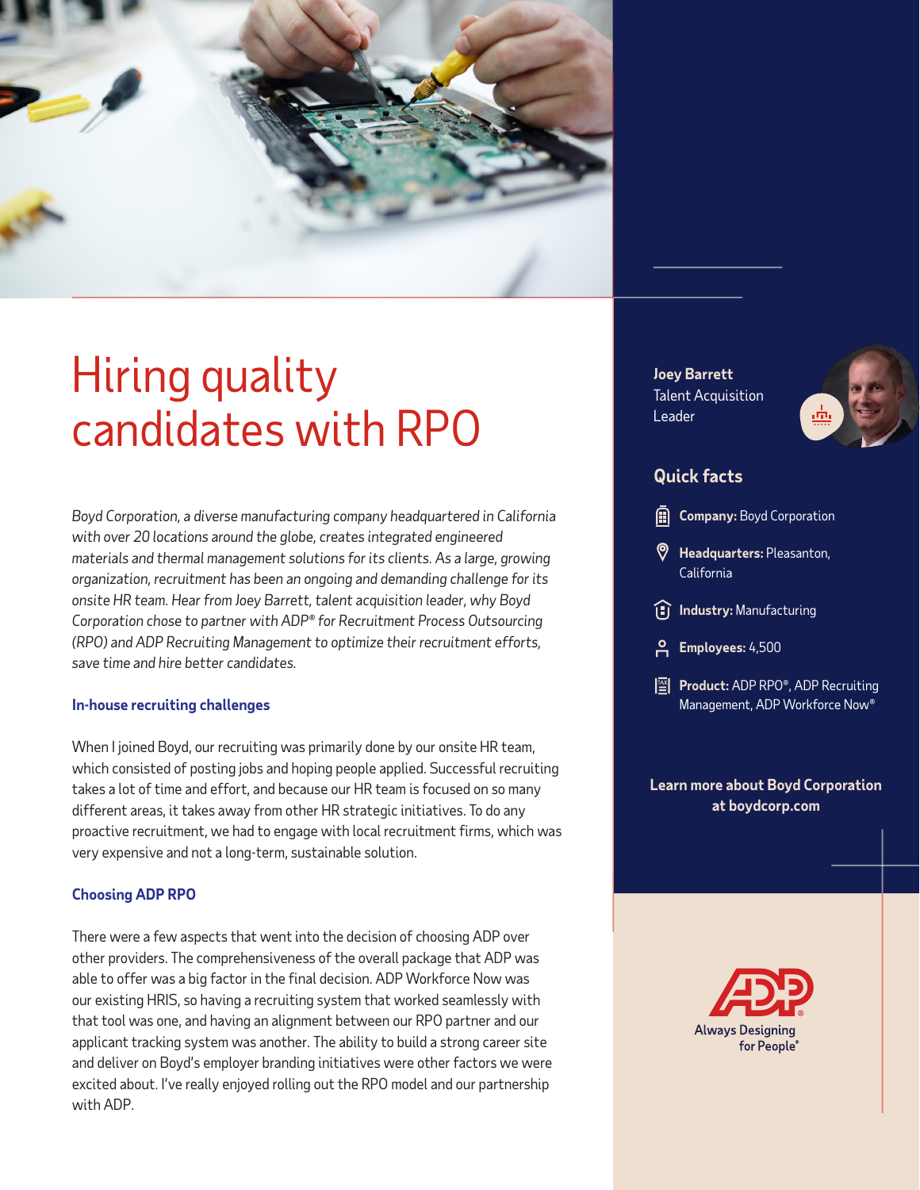# Hiring quality candidates with RPO

*Boyd Corporation, a diverse manufacturing company headquartered in California with over 20 locations around the globe, creates integrated engineered materials and thermal management solutions for its clients. As a large, growing organization, recruitment has been an ongoing and demanding challenge for its onsite HR team. Hear from Joey Barrett, talent acquisition leader, why Boyd Corporation chose to partner with ADP® for Recruitment Process Outsourcing (RPO) and ADP Recruiting Management to optimize their recruitment efforts, save time and hire better candidates.*

### In-house recruiting challenges

When I joined Boyd, our recruiting was primarily done by our onsite HR team, which consisted of posting jobs and hoping people applied. Successful recruiting takes a lot of time and effort, and because our HR team is focused on so many different areas, it takes away from other HR strategic initiatives. To do any proactive recruitment, we had to engage with local recruitment firms, which was very expensive and not a long-term, sustainable solution.

### Choosing ADP RPO

There were a few aspects that went into the decision of choosing ADP over other providers. The comprehensiveness of the overall package that ADP was able to offer was a big factor in the final decision. ADP Workforce Now was our existing HRIS, so having a recruiting system that worked seamlessly with that tool was one, and having an alignment between our RPO partner and our applicant tracking system was another. The ability to build a strong career site and deliver on Boyd's employer branding initiatives were other factors we were excited about. I've really enjoyed rolling out the RPO model and our partnership with ADP.

**Joey Barrett**
Talent Acquisition Leader

### Quick facts

- **Company:** Boyd Corporation
- **Headquarters:** Pleasanton, California
- **Industry:** Manufacturing
- **Employees:** 4,500
- **Product:** ADP RPO®, ADP Recruiting Management, ADP Workforce Now®

**Learn more about Boyd Corporation at boydcorp.com**

ADP® Always Designing for People®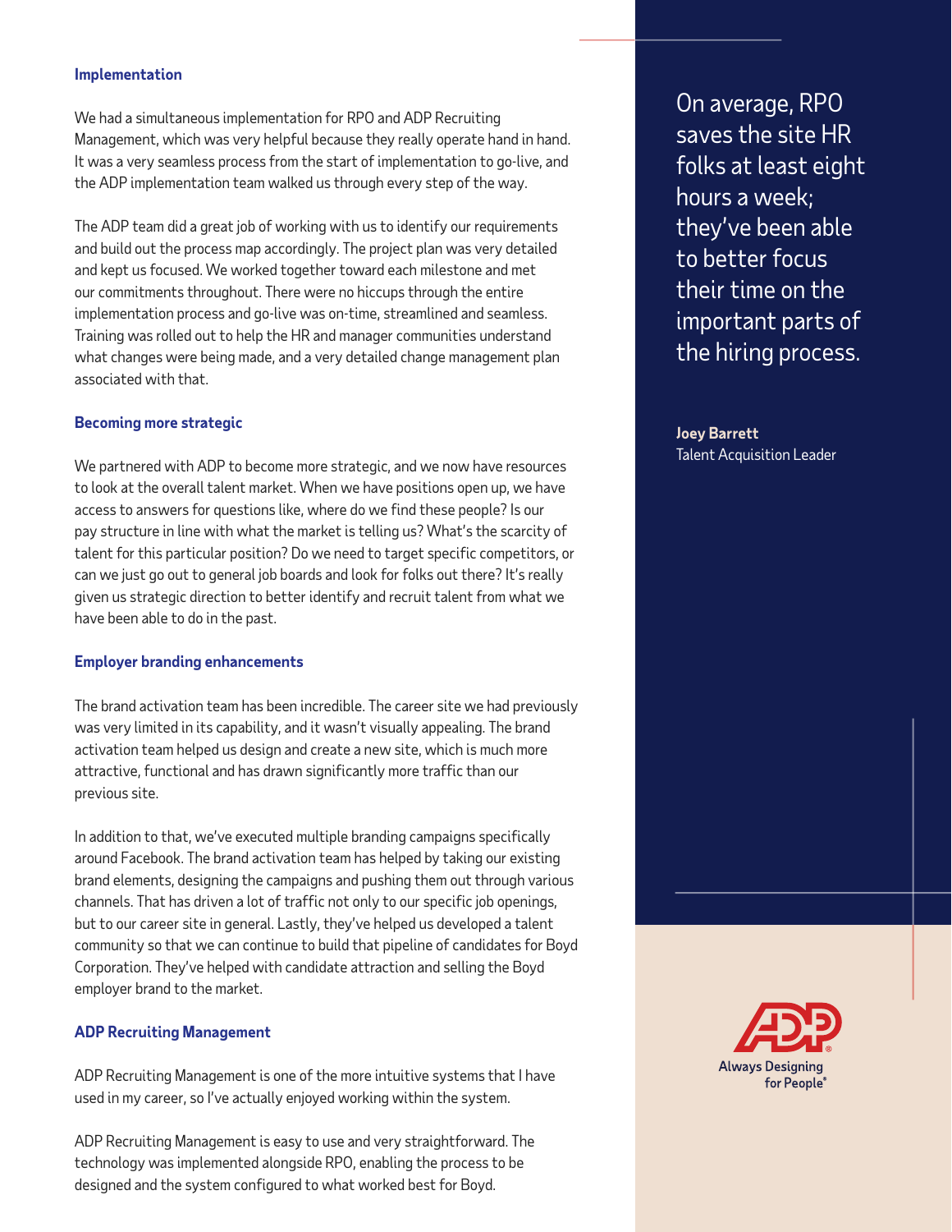### Implementation

We had a simultaneous implementation for RPO and ADP Recruiting Management, which was very helpful because they really operate hand in hand. It was a very seamless process from the start of implementation to go-live, and the ADP implementation team walked us through every step of the way.

The ADP team did a great job of working with us to identify our requirements and build out the process map accordingly. The project plan was very detailed and kept us focused. We worked together toward each milestone and met our commitments throughout. There were no hiccups through the entire implementation process and go-live was on-time, streamlined and seamless. Training was rolled out to help the HR and manager communities understand what changes were being made, and a very detailed change management plan associated with that.

### Becoming more strategic

We partnered with ADP to become more strategic, and we now have resources to look at the overall talent market. When we have positions open up, we have access to answers for questions like, where do we find these people? Is our pay structure in line with what the market is telling us? What's the scarcity of talent for this particular position? Do we need to target specific competitors, or can we just go out to general job boards and look for folks out there? It's really given us strategic direction to better identify and recruit talent from what we have been able to do in the past.

### Employer branding enhancements

The brand activation team has been incredible. The career site we had previously was very limited in its capability, and it wasn't visually appealing. The brand activation team helped us design and create a new site, which is much more attractive, functional and has drawn significantly more traffic than our previous site.

In addition to that, we've executed multiple branding campaigns specifically around Facebook. The brand activation team has helped by taking our existing brand elements, designing the campaigns and pushing them out through various channels. That has driven a lot of traffic not only to our specific job openings, but to our career site in general. Lastly, they've helped us developed a talent community so that we can continue to build that pipeline of candidates for Boyd Corporation. They've helped with candidate attraction and selling the Boyd employer brand to the market.

### ADP Recruiting Management

ADP Recruiting Management is one of the more intuitive systems that I have used in my career, so I've actually enjoyed working within the system.

ADP Recruiting Management is easy to use and very straightforward. The technology was implemented alongside RPO, enabling the process to be designed and the system configured to what worked best for Boyd.

> On average, RPO saves the site HR folks at least eight hours a week; they've been able to better focus their time on the important parts of the hiring process.
>
> **Joey Barrett**
> Talent Acquisition Leader

ADP Always Designing for People®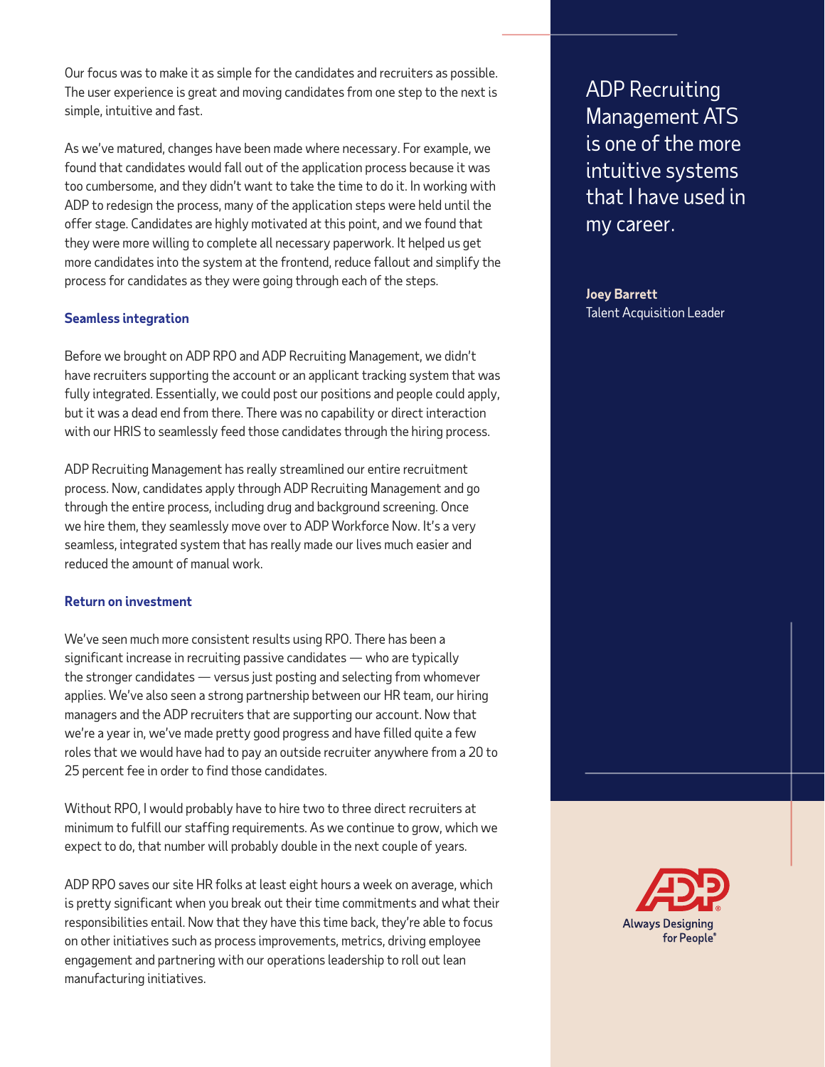Our focus was to make it as simple for the candidates and recruiters as possible. The user experience is great and moving candidates from one step to the next is simple, intuitive and fast.

As we've matured, changes have been made where necessary. For example, we found that candidates would fall out of the application process because it was too cumbersome, and they didn't want to take the time to do it. In working with ADP to redesign the process, many of the application steps were held until the offer stage. Candidates are highly motivated at this point, and we found that they were more willing to complete all necessary paperwork. It helped us get more candidates into the system at the frontend, reduce fallout and simplify the process for candidates as they were going through each of the steps.

### Seamless integration

Before we brought on ADP RPO and ADP Recruiting Management, we didn't have recruiters supporting the account or an applicant tracking system that was fully integrated. Essentially, we could post our positions and people could apply, but it was a dead end from there. There was no capability or direct interaction with our HRIS to seamlessly feed those candidates through the hiring process.

ADP Recruiting Management has really streamlined our entire recruitment process. Now, candidates apply through ADP Recruiting Management and go through the entire process, including drug and background screening. Once we hire them, they seamlessly move over to ADP Workforce Now. It's a very seamless, integrated system that has really made our lives much easier and reduced the amount of manual work.

### Return on investment

We've seen much more consistent results using RPO. There has been a significant increase in recruiting passive candidates — who are typically the stronger candidates — versus just posting and selecting from whomever applies. We've also seen a strong partnership between our HR team, our hiring managers and the ADP recruiters that are supporting our account. Now that we're a year in, we've made pretty good progress and have filled quite a few roles that we would have had to pay an outside recruiter anywhere from a 20 to 25 percent fee in order to find those candidates.

Without RPO, I would probably have to hire two to three direct recruiters at minimum to fulfill our staffing requirements. As we continue to grow, which we expect to do, that number will probably double in the next couple of years.

ADP RPO saves our site HR folks at least eight hours a week on average, which is pretty significant when you break out their time commitments and what their responsibilities entail. Now that they have this time back, they're able to focus on other initiatives such as process improvements, metrics, driving employee engagement and partnering with our operations leadership to roll out lean manufacturing initiatives.

> ADP Recruiting Management ATS is one of the more intuitive systems that I have used in my career.
>
> **Joey Barrett**
> Talent Acquisition Leader

ADP
Always Designing for People®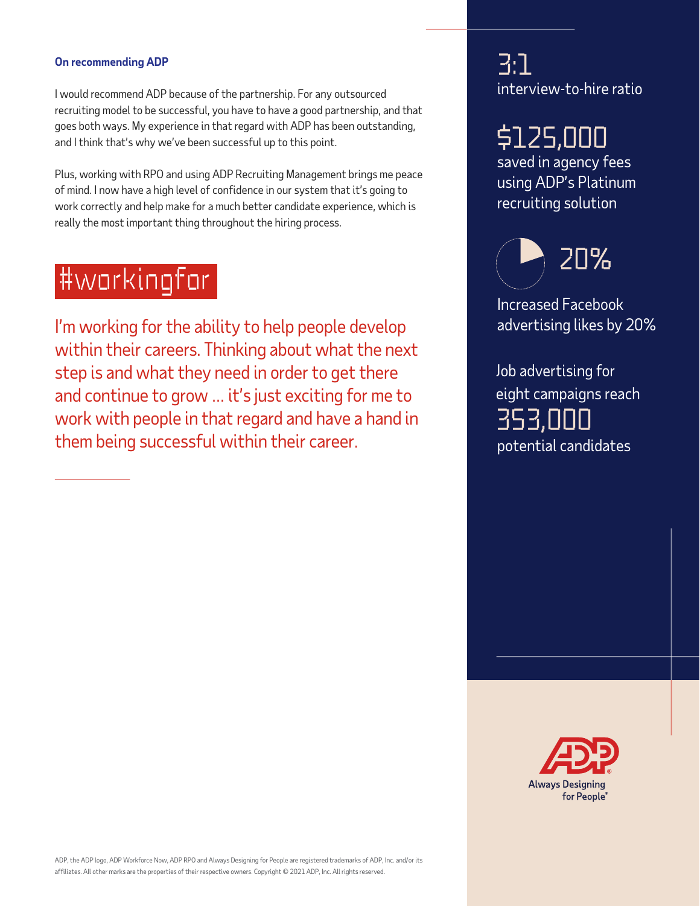### On recommending ADP

I would recommend ADP because of the partnership. For any outsourced recruiting model to be successful, you have to have a good partnership, and that goes both ways. My experience in that regard with ADP has been outstanding, and I think that's why we've been successful up to this point.

Plus, working with RPO and using ADP Recruiting Management brings me peace of mind. I now have a high level of confidence in our system that it's going to work correctly and help make for a much better candidate experience, which is really the most important thing throughout the hiring process.

## #workingfor

I'm working for the ability to help people develop within their careers. Thinking about what the next step is and what they need in order to get there and continue to grow ... it's just exciting for me to work with people in that regard and have a hand in them being successful within their career.

**3:1**
interview-to-hire ratio

**$125,000**
saved in agency fees using ADP's Platinum recruiting solution

**20%**
Increased Facebook advertising likes by 20%

Job advertising for eight campaigns reach
**353,000**
potential candidates

ADP
Always Designing for People®

ADP, the ADP logo, ADP Workforce Now, ADP RPO and Always Designing for People are registered trademarks of ADP, Inc. and/or its affiliates. All other marks are the properties of their respective owners. Copyright © 2021 ADP, Inc. All rights reserved.